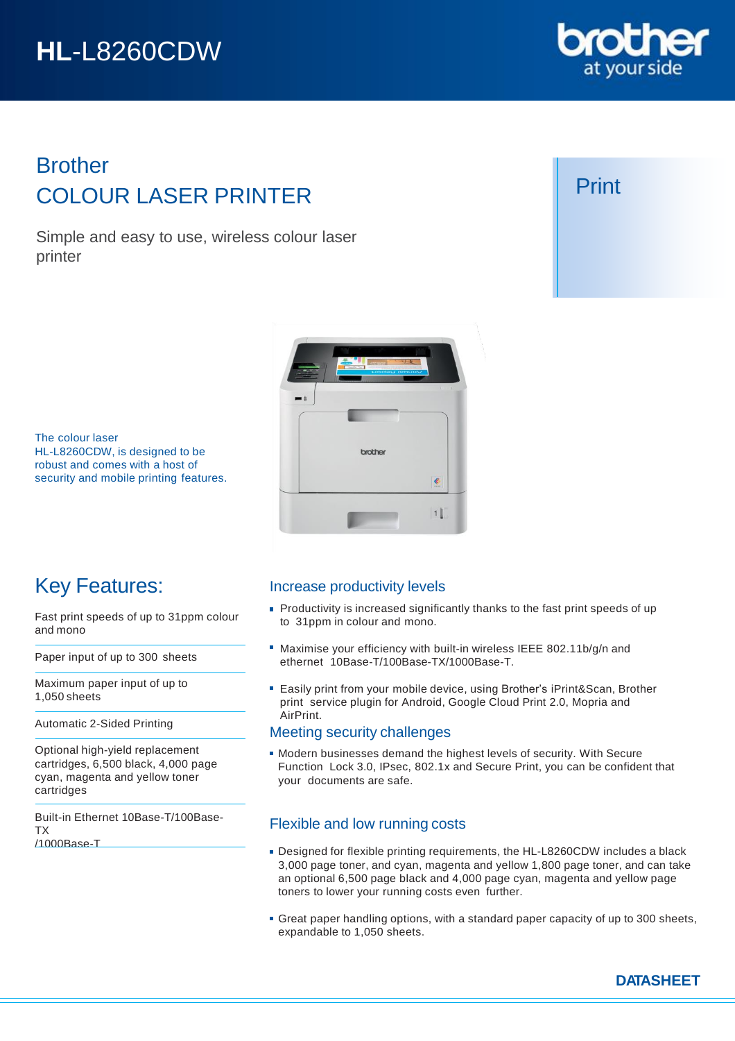# HL-L8260CDW

## Brother
## COLOUR LASER PRINTER

Simple and easy to use, wireless colour laser printer

Print

The colour laser HL-L8260CDW, is designed to be robust and comes with a host of security and mobile printing features.

## Key Features:

- Fast print speeds of up to 31ppm colour and mono
- Paper input of up to 300 sheets
- Maximum paper input of up to 1,050 sheets
- Automatic 2-Sided Printing
- Optional high-yield replacement cartridges, 6,500 black, 4,000 page cyan, magenta and yellow toner cartridges
- Built-in Ethernet 10Base-T/100Base-TX /1000Base-T

### Increase productivity levels

- Productivity is increased significantly thanks to the fast print speeds of up to 31ppm in colour and mono.
- Maximise your efficiency with built-in wireless IEEE 802.11b/g/n and ethernet 10Base-T/100Base-TX/1000Base-T.
- Easily print from your mobile device, using Brother's iPrint&Scan, Brother print service plugin for Android, Google Cloud Print 2.0, Mopria and AirPrint.

### Meeting security challenges

- Modern businesses demand the highest levels of security. With Secure Function Lock 3.0, IPsec, 802.1x and Secure Print, you can be confident that your documents are safe.

### Flexible and low running costs

- Designed for flexible printing requirements, the HL-L8260CDW includes a black 3,000 page toner, and cyan, magenta and yellow 1,800 page toner, and can take an optional 6,500 page black and 4,000 page cyan, magenta and yellow page toners to lower your running costs even further.
- Great paper handling options, with a standard paper capacity of up to 300 sheets, expandable to 1,050 sheets.

**DATASHEET**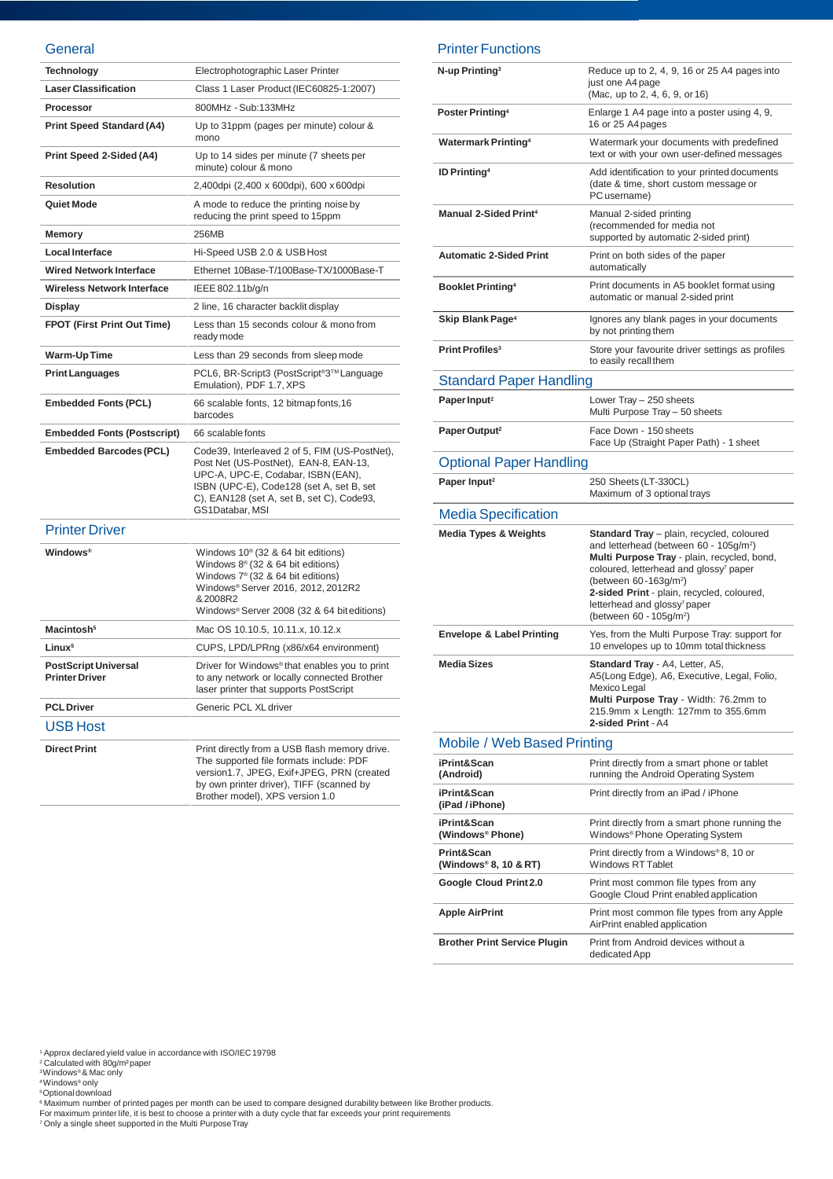## General

| | |
|---|---|
| **Technology** | Electrophotographic Laser Printer |
| **Laser Classification** | Class 1 Laser Product (IEC60825-1:2007) |
| **Processor** | 800MHz - Sub:133MHz |
| **Print Speed Standard (A4)** | Up to 31ppm (pages per minute) colour & mono |
| **Print Speed 2-Sided (A4)** | Up to 14 sides per minute (7 sheets per minute) colour & mono |
| **Resolution** | 2,400dpi (2,400 x 600dpi), 600 x 600dpi |
| **Quiet Mode** | A mode to reduce the printing noise by reducing the print speed to 15ppm |
| **Memory** | 256MB |
| **Local Interface** | Hi-Speed USB 2.0 & USB Host |
| **Wired Network Interface** | Ethernet 10Base-T/100Base-TX/1000Base-T |
| **Wireless Network Interface** | IEEE 802.11b/g/n |
| **Display** | 2 line, 16 character backlit display |
| **FPOT (First Print Out Time)** | Less than 15 seconds colour & mono from ready mode |
| **Warm-Up Time** | Less than 29 seconds from sleep mode |
| **Print Languages** | PCL6, BR-Script3 (PostScript®3™ Language Emulation), PDF 1.7, XPS |
| **Embedded Fonts (PCL)** | 66 scalable fonts, 12 bitmap fonts,16 barcodes |
| **Embedded Fonts (Postscript)** | 66 scalable fonts |
| **Embedded Barcodes (PCL)** | Code39, Interleaved 2 of 5, FIM (US-PostNet), Post Net (US-PostNet), EAN-8, EAN-13, UPC-A, UPC-E, Codabar, ISBN (EAN), ISBN (UPC-E), Code128 (set A, set B, set C), EAN128 (set A, set B, set C), Code93, GS1Databar, MSI |

## Printer Driver

| | |
|---|---|
| **Windows®** | Windows 10® (32 & 64 bit editions)<br>Windows 8® (32 & 64 bit editions)<br>Windows 7® (32 & 64 bit editions)<br>Windows® Server 2016, 2012, 2012R2 & 2008R2<br>Windows® Server 2008 (32 & 64 bit editions) |
| **Macintosh[5]** | Mac OS 10.10.5, 10.11.x, 10.12.x |
| **Linux[5]** | CUPS, LPD/LPRng (x86/x64 environment) |
| **PostScript Universal Printer Driver** | Driver for Windows® that enables you to print to any network or locally connected Brother laser printer that supports PostScript |
| **PCL Driver** | Generic PCL XL driver |

## USB Host

| | |
|---|---|
| **Direct Print** | Print directly from a USB flash memory drive. The supported file formats include: PDF version1.7, JPEG, Exif+JPEG, PRN (created by own printer driver), TIFF (scanned by Brother model), XPS version 1.0 |

## Printer Functions

| | |
|---|---|
| **N-up Printing[3]** | Reduce up to 2, 4, 9, 16 or 25 A4 pages into just one A4 page<br>(Mac, up to 2, 4, 6, 9, or 16) |
| **Poster Printing[4]** | Enlarge 1 A4 page into a poster using 4, 9, 16 or 25 A4 pages |
| **Watermark Printing[4]** | Watermark your documents with predefined text or with your own user-defined messages |
| **ID Printing[4]** | Add identification to your printed documents (date & time, short custom message or PC username) |
| **Manual 2-Sided Print[4]** | Manual 2-sided printing (recommended for media not supported by automatic 2-sided print) |
| **Automatic 2-Sided Print** | Print on both sides of the paper automatically |
| **Booklet Printing[4]** | Print documents in A5 booklet format using automatic or manual 2-sided print |
| **Skip Blank Page[4]** | Ignores any blank pages in your documents by not printing them |
| **Print Profiles[3]** | Store your favourite driver settings as profiles to easily recall them |

## Standard Paper Handling

| | |
|---|---|
| **Paper Input[2]** | Lower Tray – 250 sheets<br>Multi Purpose Tray – 50 sheets |
| **Paper Output[2]** | Face Down - 150 sheets<br>Face Up (Straight Paper Path) - 1 sheet |

## Optional Paper Handling

| | |
|---|---|
| **Paper Input[2]** | 250 Sheets (LT-330CL)<br>Maximum of 3 optional trays |

## Media Specification

| | |
|---|---|
| **Media Types & Weights** | **Standard Tray** – plain, recycled, coloured and letterhead (between 60 - 105g/m²)<br>**Multi Purpose Tray** - plain, recycled, bond, coloured, letterhead and glossy[7] paper (between 60 -163g/m²)<br>**2-sided Print** - plain, recycled, coloured, letterhead and glossy[7] paper (between 60 - 105g/m²) |
| **Envelope & Label Printing** | Yes, from the Multi Purpose Tray: support for 10 envelopes up to 10mm total thickness |
| **Media Sizes** | **Standard Tray** - A4, Letter, A5, A5(Long Edge), A6, Executive, Legal, Folio, Mexico Legal<br>**Multi Purpose Tray** - Width: 76.2mm to 215.9mm x Length: 127mm to 355.6mm<br>**2-sided Print** - A4 |

## Mobile / Web Based Printing

| | |
|---|---|
| **iPrint&Scan (Android)** | Print directly from a smart phone or tablet running the Android Operating System |
| **iPrint&Scan (iPad / iPhone)** | Print directly from an iPad / iPhone |
| **iPrint&Scan (Windows® Phone)** | Print directly from a smart phone running the Windows® Phone Operating System |
| **Print&Scan (Windows® 8, 10 & RT)** | Print directly from a Windows® 8, 10 or Windows RT Tablet |
| **Google Cloud Print 2.0** | Print most common file types from any Google Cloud Print enabled application |
| **Apple AirPrint** | Print most common file types from any Apple AirPrint enabled application |
| **Brother Print Service Plugin** | Print from Android devices without a dedicated App |

[1] Approx declared yield value in accordance with ISO/IEC 19798
[2] Calculated with 80g/m² paper
[3] Windows® & Mac only
[4] Windows® only
[5] Optional download
[6] Maximum number of printed pages per month can be used to compare designed durability between like Brother products. For maximum printer life, it is best to choose a printer with a duty cycle that far exceeds your print requirements
[7] Only a single sheet supported in the Multi Purpose Tray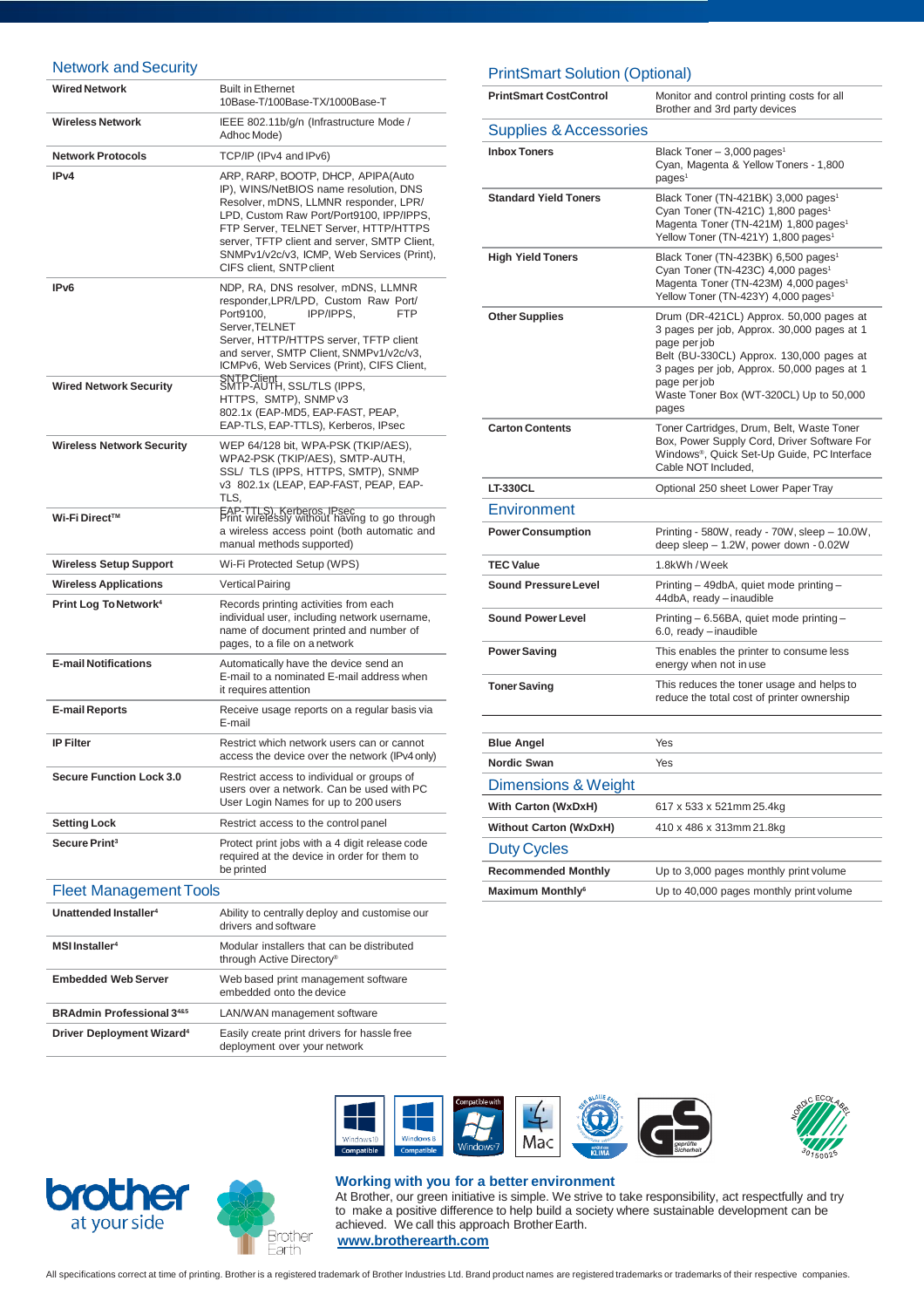## Network and Security

| | |
|---|---|
| **Wired Network** | Built in Ethernet 10Base-T/100Base-TX/1000Base-T |
| **Wireless Network** | IEEE 802.11b/g/n (Infrastructure Mode / Adhoc Mode) |
| **Network Protocols** | TCP/IP (IPv4 and IPv6) |
| **IPv4** | ARP, RARP, BOOTP, DHCP, APIPA(Auto IP), WINS/NetBIOS name resolution, DNS Resolver, mDNS, LLMNR responder, LPR/LPD, Custom Raw Port/Port9100, IPP/IPPS, FTP Server, TELNET Server, HTTP/HTTPS server, TFTP client and server, SMTP Client, SNMPv1/v2c/v3, ICMP, Web Services (Print), CIFS client, SNTP client |
| **IPv6** | NDP, RA, DNS resolver, mDNS, LLMNR responder,LPR/LPD, Custom Raw Port/ Port9100, IPP/IPPS, FTP Server,TELNET Server, HTTP/HTTPS server, TFTP client and server, SMTP Client, SNMPv1/v2c/v3, ICMPv6, Web Services (Print), CIFS Client, SNTP Client |
| **Wired Network Security** | SMTP-AUTH, SSL/TLS (IPPS, HTTPS, SMTP), SNMP v3 802.1x (EAP-MD5, EAP-FAST, PEAP, EAP-TLS, EAP-TTLS), Kerberos, IPsec |
| **Wireless Network Security** | WEP 64/128 bit, WPA-PSK (TKIP/AES), WPA2-PSK (TKIP/AES), SMTP-AUTH, SSL/ TLS (IPPS, HTTPS, SMTP), SNMP v3 802.1x (LEAP, EAP-FAST, PEAP, EAP-TLS, EAP-TTLS), Kerberos, IPsec |
| **Wi-Fi Direct™** | Print wirelessly without having to go through a wireless access point (both automatic and manual methods supported) |
| **Wireless Setup Support** | Wi-Fi Protected Setup (WPS) |
| **Wireless Applications** | Vertical Pairing |
| **Print Log To Network**[4] | Records printing activities from each individual user, including network username, name of document printed and number of pages, to a file on a network |
| **E-mail Notifications** | Automatically have the device send an E-mail to a nominated E-mail address when it requires attention |
| **E-mail Reports** | Receive usage reports on a regular basis via E-mail |
| **IP Filter** | Restrict which network users can or cannot access the device over the network (IPv4 only) |
| **Secure Function Lock 3.0** | Restrict access to individual or groups of users over a network. Can be used with PC User Login Names for up to 200 users |
| **Setting Lock** | Restrict access to the control panel |
| **Secure Print**[3] | Protect print jobs with a 4 digit release code required at the device in order for them to be printed |

## Fleet Management Tools

| | |
|---|---|
| **Unattended Installer**[4] | Ability to centrally deploy and customise our drivers and software |
| **MSI Installer**[4] | Modular installers that can be distributed through Active Directory® |
| **Embedded Web Server** | Web based print management software embedded onto the device |
| **BRAdmin Professional 3**[4&5] | LAN/WAN management software |
| **Driver Deployment Wizard**[4] | Easily create print drivers for hassle free deployment over your network |

## PrintSmart Solution (Optional)

| | |
|---|---|
| **PrintSmart CostControl** | Monitor and control printing costs for all Brother and 3rd party devices |

## Supplies & Accessories

| | |
|---|---|
| **Inbox Toners** | Black Toner – 3,000 pages[1] Cyan, Magenta & Yellow Toners - 1,800 pages[1] |
| **Standard Yield Toners** | Black Toner (TN-421BK) 3,000 pages[1] Cyan Toner (TN-421C) 1,800 pages[1] Magenta Toner (TN-421M) 1,800 pages[1] Yellow Toner (TN-421Y) 1,800 pages[1] |
| **High Yield Toners** | Black Toner (TN-423BK) 6,500 pages[1] Cyan Toner (TN-423C) 4,000 pages[1] Magenta Toner (TN-423M) 4,000 pages[1] Yellow Toner (TN-423Y) 4,000 pages[1] |
| **Other Supplies** | Drum (DR-421CL) Approx. 50,000 pages at 3 pages per job, Approx. 30,000 pages at 1 page per job Belt (BU-330CL) Approx. 130,000 pages at 3 pages per job, Approx. 50,000 pages at 1 page per job Waste Toner Box (WT-320CL) Up to 50,000 pages |
| **Carton Contents** | Toner Cartridges, Drum, Belt, Waste Toner Box, Power Supply Cord, Driver Software For Windows®, Quick Set-Up Guide, PC Interface Cable NOT Included, |
| **LT-330CL** | Optional 250 sheet Lower Paper Tray |

## Environment

| | |
|---|---|
| **Power Consumption** | Printing - 580W, ready - 70W, sleep – 10.0W, deep sleep – 1.2W, power down - 0.02W |
| **TEC Value** | 1.8kWh / Week |
| **Sound Pressure Level** | Printing – 49dbA, quiet mode printing – 44dbA, ready – inaudible |
| **Sound Power Level** | Printing – 6.56BA, quiet mode printing – 6.0, ready – inaudible |
| **Power Saving** | This enables the printer to consume less energy when not in use |
| **Toner Saving** | This reduces the toner usage and helps to reduce the total cost of printer ownership |
| **Blue Angel** | Yes |
| **Nordic Swan** | Yes |

## Dimensions & Weight

| | |
|---|---|
| **With Carton (WxDxH)** | 617 x 533 x 521mm 25.4kg |
| **Without Carton (WxDxH)** | 410 x 486 x 313mm 21.8kg |

## Duty Cycles

| | |
|---|---|
| **Recommended Monthly** | Up to 3,000 pages monthly print volume |
| **Maximum Monthly**[6] | Up to 40,000 pages monthly print volume |

**Working with you for a better environment**

At Brother, our green initiative is simple. We strive to take responsibility, act respectfully and try to make a positive difference to help build a society where sustainable development can be achieved. We call this approach Brother Earth.

**www.brotherearth.com**

All specifications correct at time of printing. Brother is a registered trademark of Brother Industries Ltd. Brand product names are registered trademarks or trademarks of their respective companies.